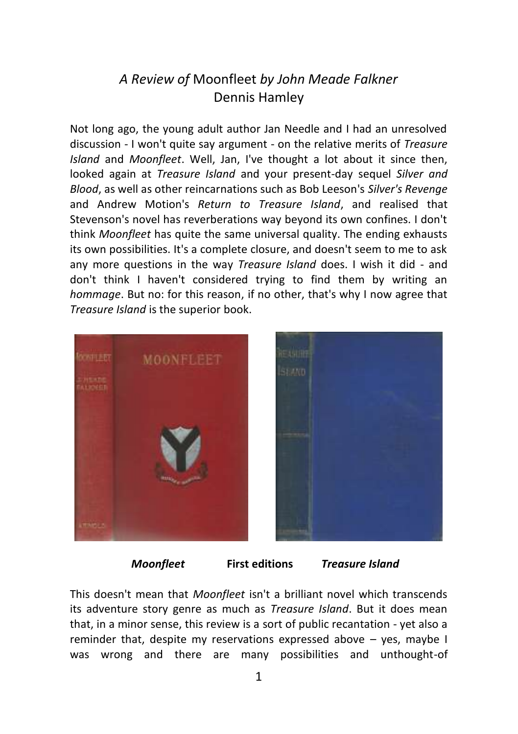# *A Review of* Moonfleet *by John Meade Falkner*

Dennis Hamley

Not long ago, the young adult author Jan Needle and I had an unresolved discussion - I won't quite say argument - on the relative merits of *Treasure Island* and *Moonfleet*. Well, Jan, I've thought a lot about it since then, looked again at *Treasure Island* and your present-day sequel *Silver and Blood*, as well as other reincarnations such as Bob Leeson's *Silver's Revenge* and Andrew Motion's *Return to Treasure Island*, and realised that Stevenson's novel has reverberations way beyond its own confines. I don't think *Moonfleet* has quite the same universal quality. The ending exhausts its own possibilities. It's a complete closure, and doesn't seem to me to ask any more questions in the way *Treasure Island* does. I wish it did - and don't think I haven't considered trying to find them by writing an *hommage*. But no: for this reason, if no other, that's why I now agree that *Treasure Island* is the superior book.

***Moonfleet*** **First editions** ***Treasure Island***

This doesn't mean that *Moonfleet* isn't a brilliant novel which transcends its adventure story genre as much as *Treasure Island*. But it does mean that, in a minor sense, this review is a sort of public recantation - yet also a reminder that, despite my reservations expressed above – yes, maybe I was wrong and there are many possibilities and unthought-of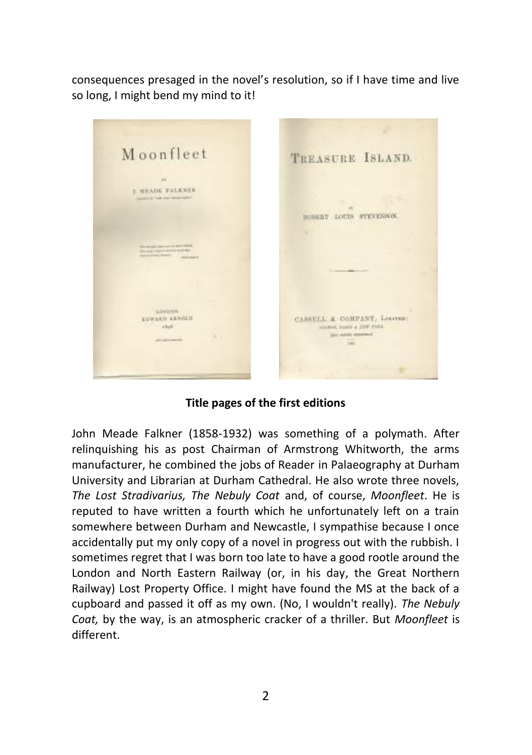consequences presaged in the novel's resolution, so if I have time and live so long, I might bend my mind to it!

**Title pages of the first editions**

John Meade Falkner (1858-1932) was something of a polymath. After relinquishing his as post Chairman of Armstrong Whitworth, the arms manufacturer, he combined the jobs of Reader in Palaeography at Durham University and Librarian at Durham Cathedral. He also wrote three novels, *The Lost Stradivarius, The Nebuly Coat* and, of course, *Moonfleet*. He is reputed to have written a fourth which he unfortunately left on a train somewhere between Durham and Newcastle, I sympathise because I once accidentally put my only copy of a novel in progress out with the rubbish. I sometimes regret that I was born too late to have a good rootle around the London and North Eastern Railway (or, in his day, the Great Northern Railway) Lost Property Office. I might have found the MS at the back of a cupboard and passed it off as my own. (No, I wouldn't really). *The Nebuly Coat,* by the way, is an atmospheric cracker of a thriller. But *Moonfleet* is different.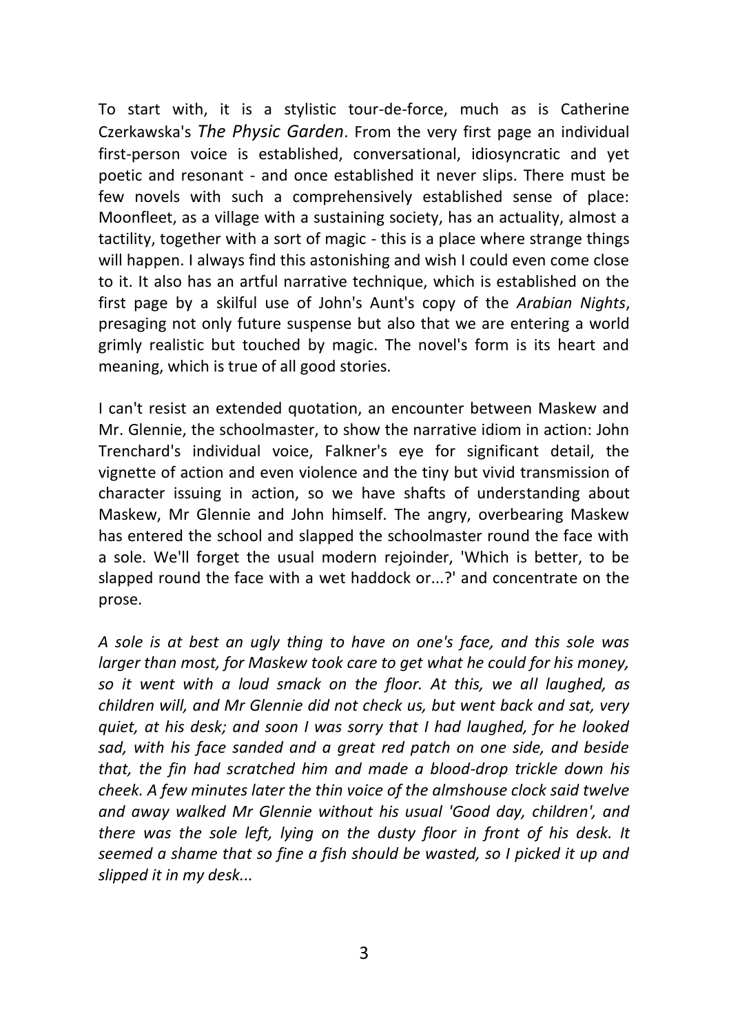To start with, it is a stylistic tour-de-force, much as is Catherine Czerkawska's *The Physic Garden*. From the very first page an individual first-person voice is established, conversational, idiosyncratic and yet poetic and resonant - and once established it never slips. There must be few novels with such a comprehensively established sense of place: Moonfleet, as a village with a sustaining society, has an actuality, almost a tactility, together with a sort of magic - this is a place where strange things will happen. I always find this astonishing and wish I could even come close to it. It also has an artful narrative technique, which is established on the first page by a skilful use of John's Aunt's copy of the *Arabian Nights*, presaging not only future suspense but also that we are entering a world grimly realistic but touched by magic. The novel's form is its heart and meaning, which is true of all good stories.

I can't resist an extended quotation, an encounter between Maskew and Mr. Glennie, the schoolmaster, to show the narrative idiom in action: John Trenchard's individual voice, Falkner's eye for significant detail, the vignette of action and even violence and the tiny but vivid transmission of character issuing in action, so we have shafts of understanding about Maskew, Mr Glennie and John himself. The angry, overbearing Maskew has entered the school and slapped the schoolmaster round the face with a sole. We'll forget the usual modern rejoinder, 'Which is better, to be slapped round the face with a wet haddock or...?' and concentrate on the prose.

*A sole is at best an ugly thing to have on one's face, and this sole was larger than most, for Maskew took care to get what he could for his money, so it went with a loud smack on the floor. At this, we all laughed, as children will, and Mr Glennie did not check us, but went back and sat, very quiet, at his desk; and soon I was sorry that I had laughed, for he looked sad, with his face sanded and a great red patch on one side, and beside that, the fin had scratched him and made a blood-drop trickle down his cheek. A few minutes later the thin voice of the almshouse clock said twelve and away walked Mr Glennie without his usual 'Good day, children', and there was the sole left, lying on the dusty floor in front of his desk. It seemed a shame that so fine a fish should be wasted, so I picked it up and slipped it in my desk...*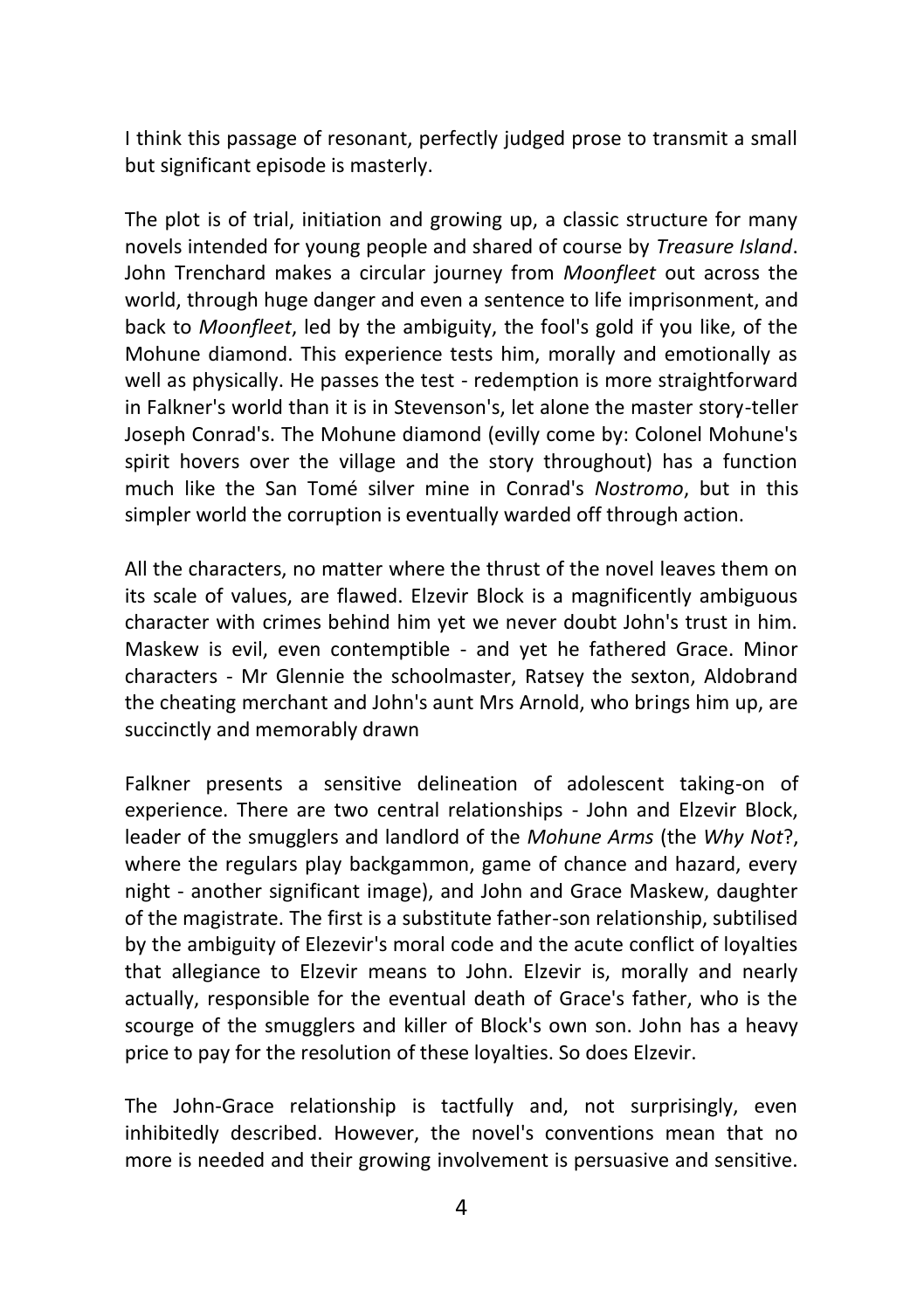I think this passage of resonant, perfectly judged prose to transmit a small but significant episode is masterly.

The plot is of trial, initiation and growing up, a classic structure for many novels intended for young people and shared of course by *Treasure Island*. John Trenchard makes a circular journey from *Moonfleet* out across the world, through huge danger and even a sentence to life imprisonment, and back to *Moonfleet*, led by the ambiguity, the fool's gold if you like, of the Mohune diamond. This experience tests him, morally and emotionally as well as physically. He passes the test - redemption is more straightforward in Falkner's world than it is in Stevenson's, let alone the master story-teller Joseph Conrad's. The Mohune diamond (evilly come by: Colonel Mohune's spirit hovers over the village and the story throughout) has a function much like the San Tomé silver mine in Conrad's *Nostromo*, but in this simpler world the corruption is eventually warded off through action.

All the characters, no matter where the thrust of the novel leaves them on its scale of values, are flawed. Elzevir Block is a magnificently ambiguous character with crimes behind him yet we never doubt John's trust in him. Maskew is evil, even contemptible - and yet he fathered Grace. Minor characters - Mr Glennie the schoolmaster, Ratsey the sexton, Aldobrand the cheating merchant and John's aunt Mrs Arnold, who brings him up, are succinctly and memorably drawn

Falkner presents a sensitive delineation of adolescent taking-on of experience. There are two central relationships - John and Elzevir Block, leader of the smugglers and landlord of the *Mohune Arms* (the *Why Not*?, where the regulars play backgammon, game of chance and hazard, every night - another significant image), and John and Grace Maskew, daughter of the magistrate. The first is a substitute father-son relationship, subtilised by the ambiguity of Elezevir's moral code and the acute conflict of loyalties that allegiance to Elzevir means to John. Elzevir is, morally and nearly actually, responsible for the eventual death of Grace's father, who is the scourge of the smugglers and killer of Block's own son. John has a heavy price to pay for the resolution of these loyalties. So does Elzevir.

The John-Grace relationship is tactfully and, not surprisingly, even inhibitedly described. However, the novel's conventions mean that no more is needed and their growing involvement is persuasive and sensitive.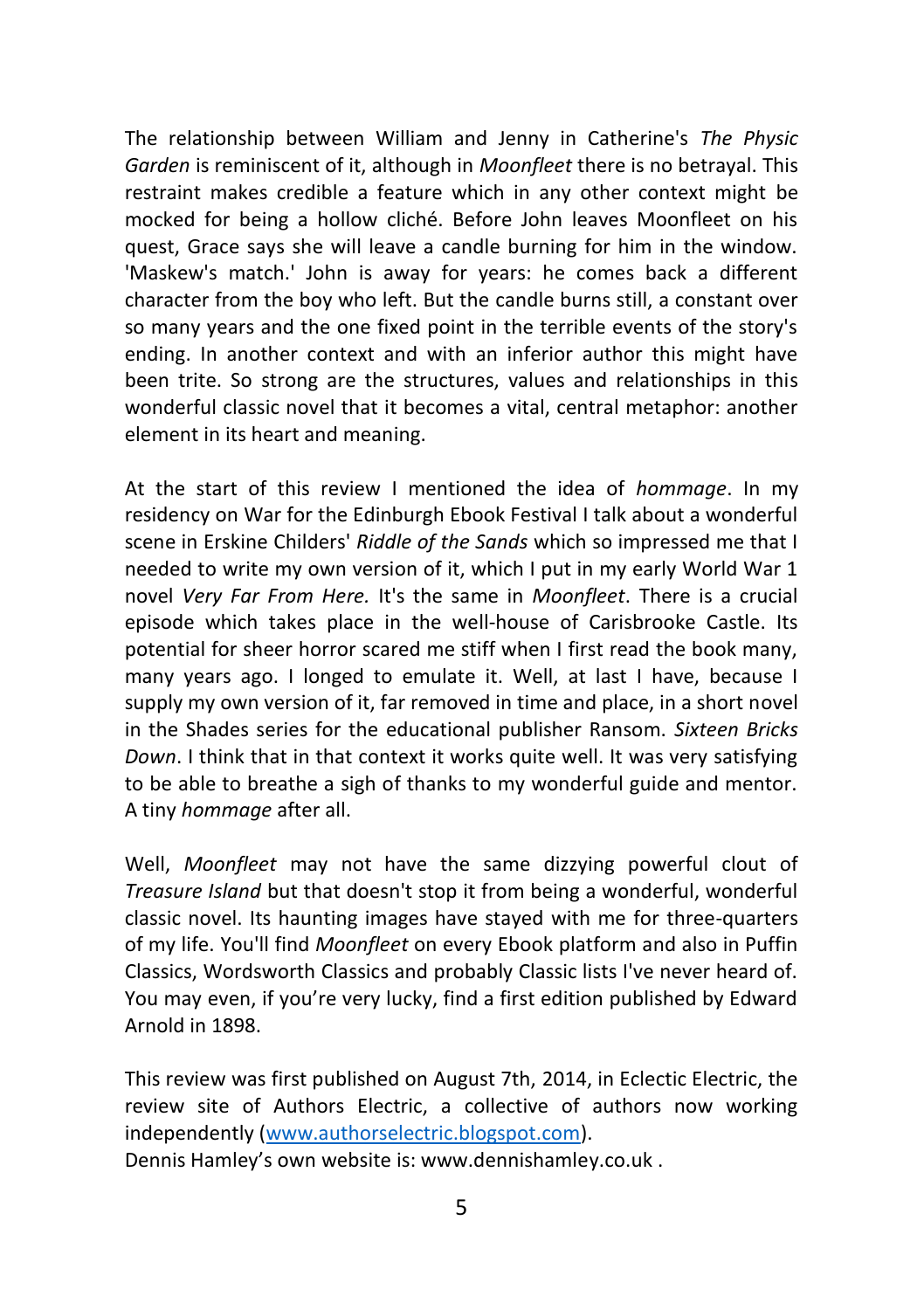The relationship between William and Jenny in Catherine's *The Physic Garden* is reminiscent of it, although in *Moonfleet* there is no betrayal. This restraint makes credible a feature which in any other context might be mocked for being a hollow cliché. Before John leaves Moonfleet on his quest, Grace says she will leave a candle burning for him in the window. 'Maskew's match.' John is away for years: he comes back a different character from the boy who left. But the candle burns still, a constant over so many years and the one fixed point in the terrible events of the story's ending. In another context and with an inferior author this might have been trite. So strong are the structures, values and relationships in this wonderful classic novel that it becomes a vital, central metaphor: another element in its heart and meaning.

At the start of this review I mentioned the idea of *hommage*. In my residency on War for the Edinburgh Ebook Festival I talk about a wonderful scene in Erskine Childers' *Riddle of the Sands* which so impressed me that I needed to write my own version of it, which I put in my early World War 1 novel *Very Far From Here.* It's the same in *Moonfleet*. There is a crucial episode which takes place in the well-house of Carisbrooke Castle. Its potential for sheer horror scared me stiff when I first read the book many, many years ago. I longed to emulate it. Well, at last I have, because I supply my own version of it, far removed in time and place, in a short novel in the Shades series for the educational publisher Ransom. *Sixteen Bricks Down*. I think that in that context it works quite well. It was very satisfying to be able to breathe a sigh of thanks to my wonderful guide and mentor. A tiny *hommage* after all.

Well, *Moonfleet* may not have the same dizzying powerful clout of *Treasure Island* but that doesn't stop it from being a wonderful, wonderful classic novel. Its haunting images have stayed with me for three-quarters of my life. You'll find *Moonfleet* on every Ebook platform and also in Puffin Classics, Wordsworth Classics and probably Classic lists I've never heard of. You may even, if you're very lucky, find a first edition published by Edward Arnold in 1898.

This review was first published on August 7th, 2014, in Eclectic Electric, the review site of Authors Electric, a collective of authors now working independently ([www.authorselectric.blogspot.com](http://www.authorselectric.blogspot.com)).
Dennis Hamley's own website is: www.dennishamley.co.uk .